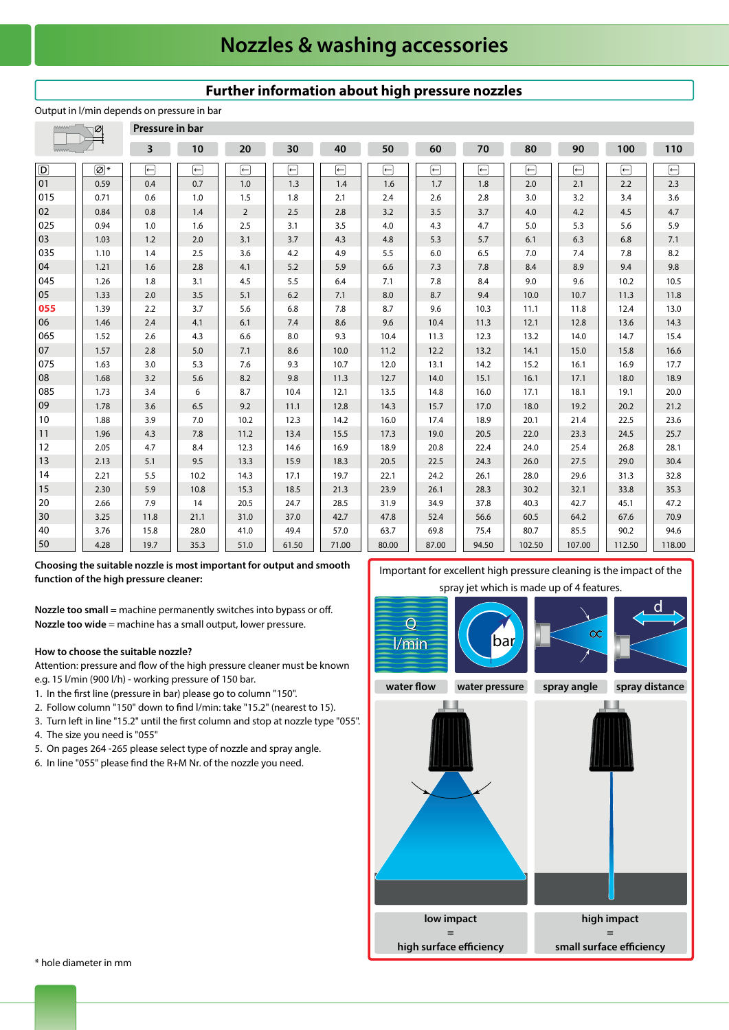# Nozzles & washing accessories

## Further information about high pressure nozzles

Output in l/min depends on pressure in bar

| | | Pressure in bar | | | | | | | | | | | |
|---|---|---|---|---|---|---|---|---|---|---|---|---|---|
| | | 3 | 10 | 20 | 30 | 40 | 50 | 60 | 70 | 80 | 90 | 100 | 110 |
| D | Ø* | | | | | | | | | | | | |
| 01 | 0.59 | 0.4 | 0.7 | 1.0 | 1.3 | 1.4 | 1.6 | 1.7 | 1.8 | 2.0 | 2.1 | 2.2 | 2.3 |
| 015 | 0.71 | 0.6 | 1.0 | 1.5 | 1.8 | 2.1 | 2.4 | 2.6 | 2.8 | 3.0 | 3.2 | 3.4 | 3.6 |
| 02 | 0.84 | 0.8 | 1.4 | 2 | 2.5 | 2.8 | 3.2 | 3.5 | 3.7 | 4.0 | 4.2 | 4.5 | 4.7 |
| 025 | 0.94 | 1.0 | 1.6 | 2.5 | 3.1 | 3.5 | 4.0 | 4.3 | 4.7 | 5.0 | 5.3 | 5.6 | 5.9 |
| 03 | 1.03 | 1.2 | 2.0 | 3.1 | 3.7 | 4.3 | 4.8 | 5.3 | 5.7 | 6.1 | 6.3 | 6.8 | 7.1 |
| 035 | 1.10 | 1.4 | 2.5 | 3.6 | 4.2 | 4.9 | 5.5 | 6.0 | 6.5 | 7.0 | 7.4 | 7.8 | 8.2 |
| 04 | 1.21 | 1.6 | 2.8 | 4.1 | 5.2 | 5.9 | 6.6 | 7.3 | 7.8 | 8.4 | 8.9 | 9.4 | 9.8 |
| 045 | 1.26 | 1.8 | 3.1 | 4.5 | 5.5 | 6.4 | 7.1 | 7.8 | 8.4 | 9.0 | 9.6 | 10.2 | 10.5 |
| 05 | 1.33 | 2.0 | 3.5 | 5.1 | 6.2 | 7.1 | 8.0 | 8.7 | 9.4 | 10.0 | 10.7 | 11.3 | 11.8 |
| 055 | 1.39 | 2.2 | 3.7 | 5.6 | 6.8 | 7.8 | 8.7 | 9.6 | 10.3 | 11.1 | 11.8 | 12.4 | 13.0 |
| 06 | 1.46 | 2.4 | 4.1 | 6.1 | 7.4 | 8.6 | 9.6 | 10.4 | 11.3 | 12.1 | 12.8 | 13.6 | 14.3 |
| 065 | 1.52 | 2.6 | 4.3 | 6.6 | 8.0 | 9.3 | 10.4 | 11.3 | 12.3 | 13.2 | 14.0 | 14.7 | 15.4 |
| 07 | 1.57 | 2.8 | 5.0 | 7.1 | 8.6 | 10.0 | 11.2 | 12.2 | 13.2 | 14.1 | 15.0 | 15.8 | 16.6 |
| 075 | 1.63 | 3.0 | 5.3 | 7.6 | 9.3 | 10.7 | 12.0 | 13.1 | 14.2 | 15.2 | 16.1 | 16.9 | 17.7 |
| 08 | 1.68 | 3.2 | 5.6 | 8.2 | 9.8 | 11.3 | 12.7 | 14.0 | 15.1 | 16.1 | 17.1 | 18.0 | 18.9 |
| 085 | 1.73 | 3.4 | 6 | 8.7 | 10.4 | 12.1 | 13.5 | 14.8 | 16.0 | 17.1 | 18.1 | 19.1 | 20.0 |
| 09 | 1.78 | 3.6 | 6.5 | 9.2 | 11.1 | 12.8 | 14.3 | 15.7 | 17.0 | 18.0 | 19.2 | 20.2 | 21.2 |
| 10 | 1.88 | 3.9 | 7.0 | 10.2 | 12.3 | 14.2 | 16.0 | 17.4 | 18.9 | 20.1 | 21.4 | 22.5 | 23.6 |
| 11 | 1.96 | 4.3 | 7.8 | 11.2 | 13.4 | 15.5 | 17.3 | 19.0 | 20.5 | 22.0 | 23.3 | 24.5 | 25.7 |
| 12 | 2.05 | 4.7 | 8.4 | 12.3 | 14.6 | 16.9 | 18.9 | 20.8 | 22.4 | 24.0 | 25.4 | 26.8 | 28.1 |
| 13 | 2.13 | 5.1 | 9.5 | 13.3 | 15.9 | 18.3 | 20.5 | 22.5 | 24.3 | 26.0 | 27.5 | 29.0 | 30.4 |
| 14 | 2.21 | 5.5 | 10.2 | 14.3 | 17.1 | 19.7 | 22.1 | 24.2 | 26.1 | 28.0 | 29.6 | 31.3 | 32.8 |
| 15 | 2.30 | 5.9 | 10.8 | 15.3 | 18.5 | 21.3 | 23.9 | 26.1 | 28.3 | 30.2 | 32.1 | 33.8 | 35.3 |
| 20 | 2.66 | 7.9 | 14 | 20.5 | 24.7 | 28.5 | 31.9 | 34.9 | 37.8 | 40.3 | 42.7 | 45.1 | 47.2 |
| 30 | 3.25 | 11.8 | 21.1 | 31.0 | 37.0 | 42.7 | 47.8 | 52.4 | 56.6 | 60.5 | 64.2 | 67.6 | 70.9 |
| 40 | 3.76 | 15.8 | 28.0 | 41.0 | 49.4 | 57.0 | 63.7 | 69.8 | 75.4 | 80.7 | 85.5 | 90.2 | 94.6 |
| 50 | 4.28 | 19.7 | 35.3 | 51.0 | 61.50 | 71.00 | 80.00 | 87.00 | 94.50 | 102.50 | 107.00 | 112.50 | 118.00 |

**Choosing the suitable nozzle is most important for output and smooth function of the high pressure cleaner:**

**Nozzle too small** = machine permanently switches into bypass or off.
**Nozzle too wide** = machine has a small output, lower pressure.

**How to choose the suitable nozzle?**
Attention: pressure and flow of the high pressure cleaner must be known e.g. 15 l/min (900 l/h) - working pressure of 150 bar.

1. In the first line (pressure in bar) please go to column "150".
2. Follow column "150" down to find l/min: take "15.2" (nearest to 15).
3. Turn left in line "15.2" until the first column and stop at nozzle type "055".
4. The size you need is "055"
5. On pages 264 -265 please select type of nozzle and spray angle.
6. In line "055" please find the R+M Nr. of the nozzle you need.

Important for excellent high pressure cleaning is the impact of the spray jet which is made up of 4 features.

water flow | water pressure | spray angle | spray distance

low impact = high surface efficiency

high impact = small surface efficiency

\* hole diameter in mm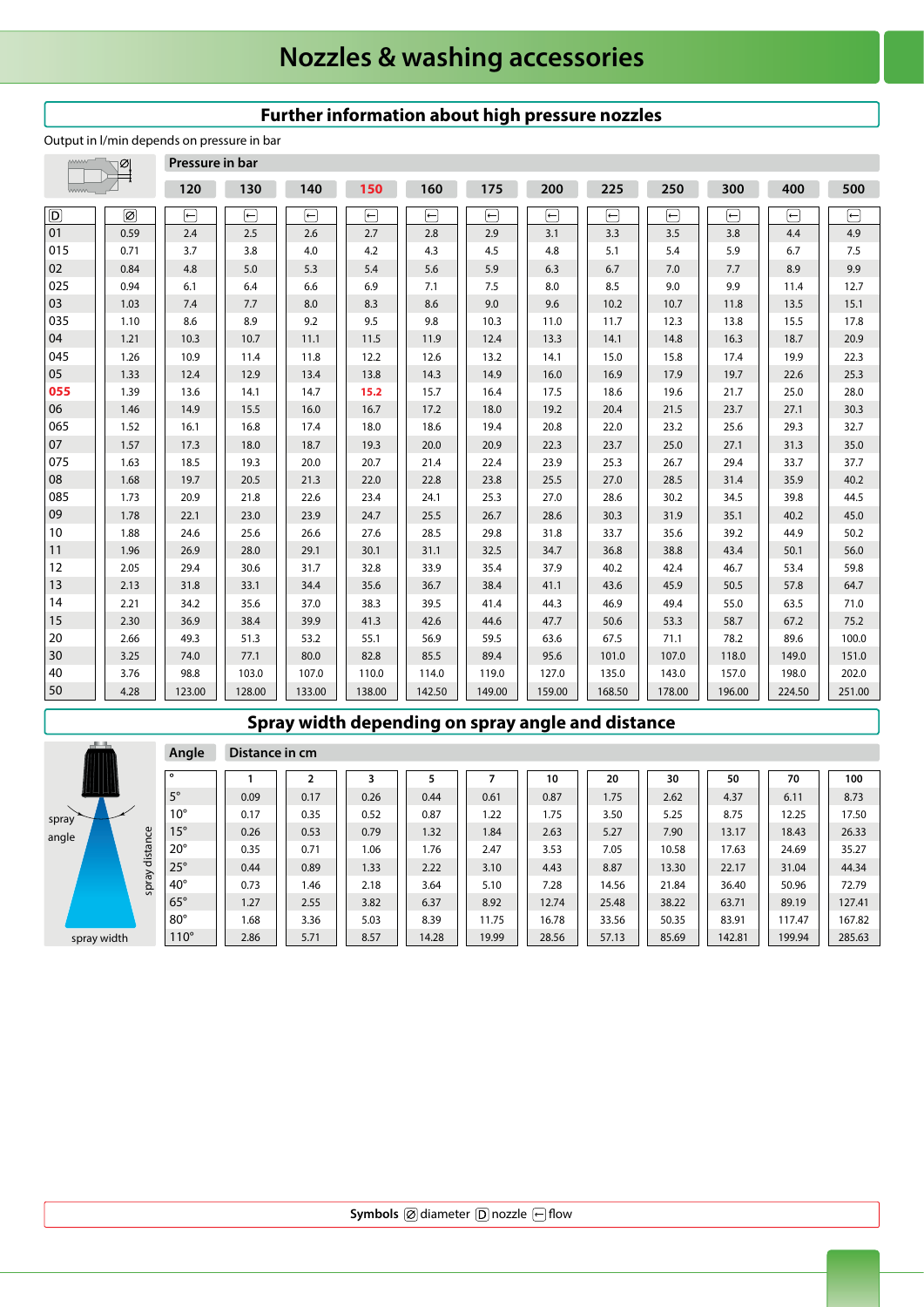# Nozzles & washing accessories

## Further information about high pressure nozzles

Output in l/min depends on pressure in bar

| | | Pressure in bar | | | | | | | | | | | |
|---|---|---|---|---|---|---|---|---|---|---|---|---|---|
| | | 120 | 130 | 140 | 150 | 160 | 175 | 200 | 225 | 250 | 300 | 400 | 500 |
| D | Ø | flow | flow | flow | flow | flow | flow | flow | flow | flow | flow | flow | flow |
| 01 | 0.59 | 2.4 | 2.5 | 2.6 | 2.7 | 2.8 | 2.9 | 3.1 | 3.3 | 3.5 | 3.8 | 4.4 | 4.9 |
| 015 | 0.71 | 3.7 | 3.8 | 4.0 | 4.2 | 4.3 | 4.5 | 4.8 | 5.1 | 5.4 | 5.9 | 6.7 | 7.5 |
| 02 | 0.84 | 4.8 | 5.0 | 5.3 | 5.4 | 5.6 | 5.9 | 6.3 | 6.7 | 7.0 | 7.7 | 8.9 | 9.9 |
| 025 | 0.94 | 6.1 | 6.4 | 6.6 | 6.9 | 7.1 | 7.5 | 8.0 | 8.5 | 9.0 | 9.9 | 11.4 | 12.7 |
| 03 | 1.03 | 7.4 | 7.7 | 8.0 | 8.3 | 8.6 | 9.0 | 9.6 | 10.2 | 10.7 | 11.8 | 13.5 | 15.1 |
| 035 | 1.10 | 8.6 | 8.9 | 9.2 | 9.5 | 9.8 | 10.3 | 11.0 | 11.7 | 12.3 | 13.8 | 15.5 | 17.8 |
| 04 | 1.21 | 10.3 | 10.7 | 11.1 | 11.5 | 11.9 | 12.4 | 13.3 | 14.1 | 14.8 | 16.3 | 18.7 | 20.9 |
| 045 | 1.26 | 10.9 | 11.4 | 11.8 | 12.2 | 12.6 | 13.2 | 14.1 | 15.0 | 15.8 | 17.4 | 19.9 | 22.3 |
| 05 | 1.33 | 12.4 | 12.9 | 13.4 | 13.8 | 14.3 | 14.9 | 16.0 | 16.9 | 17.9 | 19.7 | 22.6 | 25.3 |
| 055 | 1.39 | 13.6 | 14.1 | 14.7 | 15.2 | 15.7 | 16.4 | 17.5 | 18.6 | 19.6 | 21.7 | 25.0 | 28.0 |
| 06 | 1.46 | 14.9 | 15.5 | 16.0 | 16.7 | 17.2 | 18.0 | 19.2 | 20.4 | 21.5 | 23.7 | 27.1 | 30.3 |
| 065 | 1.52 | 16.1 | 16.8 | 17.4 | 18.0 | 18.6 | 19.4 | 20.8 | 22.0 | 23.2 | 25.6 | 29.3 | 32.7 |
| 07 | 1.57 | 17.3 | 18.0 | 18.7 | 19.3 | 20.0 | 20.9 | 22.3 | 23.7 | 25.0 | 27.1 | 31.3 | 35.0 |
| 075 | 1.63 | 18.5 | 19.3 | 20.0 | 20.7 | 21.4 | 22.4 | 23.9 | 25.3 | 26.7 | 29.4 | 33.7 | 37.7 |
| 08 | 1.68 | 19.7 | 20.5 | 21.3 | 22.0 | 22.8 | 23.8 | 25.5 | 27.0 | 28.5 | 31.4 | 35.9 | 40.2 |
| 085 | 1.73 | 20.9 | 21.8 | 22.6 | 23.4 | 24.1 | 25.3 | 27.0 | 28.6 | 30.2 | 34.5 | 39.8 | 44.5 |
| 09 | 1.78 | 22.1 | 23.0 | 23.9 | 24.7 | 25.5 | 26.7 | 28.6 | 30.3 | 31.9 | 35.1 | 40.2 | 45.0 |
| 10 | 1.88 | 24.6 | 25.6 | 26.6 | 27.6 | 28.5 | 29.8 | 31.8 | 33.7 | 35.6 | 39.2 | 44.9 | 50.2 |
| 11 | 1.96 | 26.9 | 28.0 | 29.1 | 30.1 | 31.1 | 32.5 | 34.7 | 36.8 | 38.8 | 43.4 | 50.1 | 56.0 |
| 12 | 2.05 | 29.4 | 30.6 | 31.7 | 32.8 | 33.9 | 35.4 | 37.9 | 40.2 | 42.4 | 46.7 | 53.4 | 59.8 |
| 13 | 2.13 | 31.8 | 33.1 | 34.4 | 35.6 | 36.7 | 38.4 | 41.1 | 43.6 | 45.9 | 50.5 | 57.8 | 64.7 |
| 14 | 2.21 | 34.2 | 35.6 | 37.0 | 38.3 | 39.5 | 41.4 | 44.3 | 46.9 | 49.4 | 55.0 | 63.5 | 71.0 |
| 15 | 2.30 | 36.9 | 38.4 | 39.9 | 41.3 | 42.6 | 44.6 | 47.7 | 50.6 | 53.3 | 58.7 | 67.2 | 75.2 |
| 20 | 2.66 | 49.3 | 51.3 | 53.2 | 55.1 | 56.9 | 59.5 | 63.6 | 67.5 | 71.1 | 78.2 | 89.6 | 100.0 |
| 30 | 3.25 | 74.0 | 77.1 | 80.0 | 82.8 | 85.5 | 89.4 | 95.6 | 101.0 | 107.0 | 118.0 | 149.0 | 151.0 |
| 40 | 3.76 | 98.8 | 103.0 | 107.0 | 110.0 | 114.0 | 119.0 | 127.0 | 135.0 | 143.0 | 157.0 | 198.0 | 202.0 |
| 50 | 4.28 | 123.00 | 128.00 | 133.00 | 138.00 | 142.50 | 149.00 | 159.00 | 168.50 | 178.00 | 196.00 | 224.50 | 251.00 |

## Spray width depending on spray angle and distance

spray angle

spray distance

spray width

| Angle | Distance in cm | | | | | | | | | | |
|---|---|---|---|---|---|---|---|---|---|---|---|
| ° | 1 | 2 | 3 | 5 | 7 | 10 | 20 | 30 | 50 | 70 | 100 |
| 5° | 0.09 | 0.17 | 0.26 | 0.44 | 0.61 | 0.87 | 1.75 | 2.62 | 4.37 | 6.11 | 8.73 |
| 10° | 0.17 | 0.35 | 0.52 | 0.87 | 1.22 | 1.75 | 3.50 | 5.25 | 8.75 | 12.25 | 17.50 |
| 15° | 0.26 | 0.53 | 0.79 | 1.32 | 1.84 | 2.63 | 5.27 | 7.90 | 13.17 | 18.43 | 26.33 |
| 20° | 0.35 | 0.71 | 1.06 | 1.76 | 2.47 | 3.53 | 7.05 | 10.58 | 17.63 | 24.69 | 35.27 |
| 25° | 0.44 | 0.89 | 1.33 | 2.22 | 3.10 | 4.43 | 8.87 | 13.30 | 22.17 | 31.04 | 44.34 |
| 40° | 0.73 | 1.46 | 2.18 | 3.64 | 5.10 | 7.28 | 14.56 | 21.84 | 36.40 | 50.96 | 72.79 |
| 65° | 1.27 | 2.55 | 3.82 | 6.37 | 8.92 | 12.74 | 25.48 | 38.22 | 63.71 | 89.19 | 127.41 |
| 80° | 1.68 | 3.36 | 5.03 | 8.39 | 11.75 | 16.78 | 33.56 | 50.35 | 83.91 | 117.47 | 167.82 |
| 110° | 2.86 | 5.71 | 8.57 | 14.28 | 19.99 | 28.56 | 57.13 | 85.69 | 142.81 | 199.94 | 285.63 |

**Symbols** Ø diameter D nozzle flow